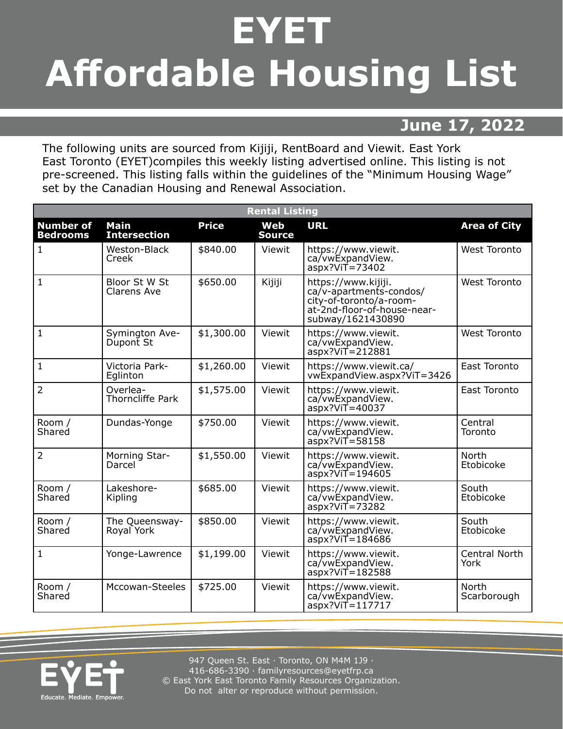# EYET Affordable Housing List

## June 17, 2022

The following units are sourced from Kijiji, RentBoard and Viewit. East York East Toronto (EYET)compiles this weekly listing advertised online. This listing is not pre-screened. This listing falls within the guidelines of the "Minimum Housing Wage" set by the Canadian Housing and Renewal Association.

| Rental Listing | | | | | |
|---|---|---|---|---|---|
| **Number of Bedrooms** | **Main Intersection** | **Price** | **Web Source** | **URL** | **Area of City** |
| 1 | Weston-Black Creek | $840.00 | Viewit | https://www.viewit.ca/vwExpandView.aspx?ViT=73402 | West Toronto |
| 1 | Bloor St W St Clarens Ave | $650.00 | Kijiji | https://www.kijiji.ca/v-apartments-condos/city-of-toronto/a-room-at-2nd-floor-of-house-near-subway/1621430890 | West Toronto |
| 1 | Symington Ave-Dupont St | $1,300.00 | Viewit | https://www.viewit.ca/vwExpandView.aspx?ViT=212881 | West Toronto |
| 1 | Victoria Park-Eglinton | $1,260.00 | Viewit | https://www.viewit.ca/vwExpandView.aspx?ViT=3426 | East Toronto |
| 2 | Overlea-Thorncliffe Park | $1,575.00 | Viewit | https://www.viewit.ca/vwExpandView.aspx?ViT=40037 | East Toronto |
| Room / Shared | Dundas-Yonge | $750.00 | Viewit | https://www.viewit.ca/vwExpandView.aspx?ViT=58158 | Central Toronto |
| 2 | Morning Star-Darcel | $1,550.00 | Viewit | https://www.viewit.ca/vwExpandView.aspx?ViT=194605 | North Etobicoke |
| Room / Shared | Lakeshore-Kipling | $685.00 | Viewit | https://www.viewit.ca/vwExpandView.aspx?ViT=73282 | South Etobicoke |
| Room / Shared | The Queensway-Royal York | $850.00 | Viewit | https://www.viewit.ca/vwExpandView.aspx?ViT=184686 | South Etobicoke |
| 1 | Yonge-Lawrence | $1,199.00 | Viewit | https://www.viewit.ca/vwExpandView.aspx?ViT=182588 | Central North York |
| Room / Shared | Mccowan-Steeles | $725.00 | Viewit | https://www.viewit.ca/vwExpandView.aspx?ViT=117717 | North Scarborough |

EYET Educate. Mediate. Empower.

947 Queen St. East · Toronto, ON M4M 1J9 · 416-686-3390 · familyresources@eyetfrp.ca
© East York East Toronto Family Resources Organization. Do not alter or reproduce without permission.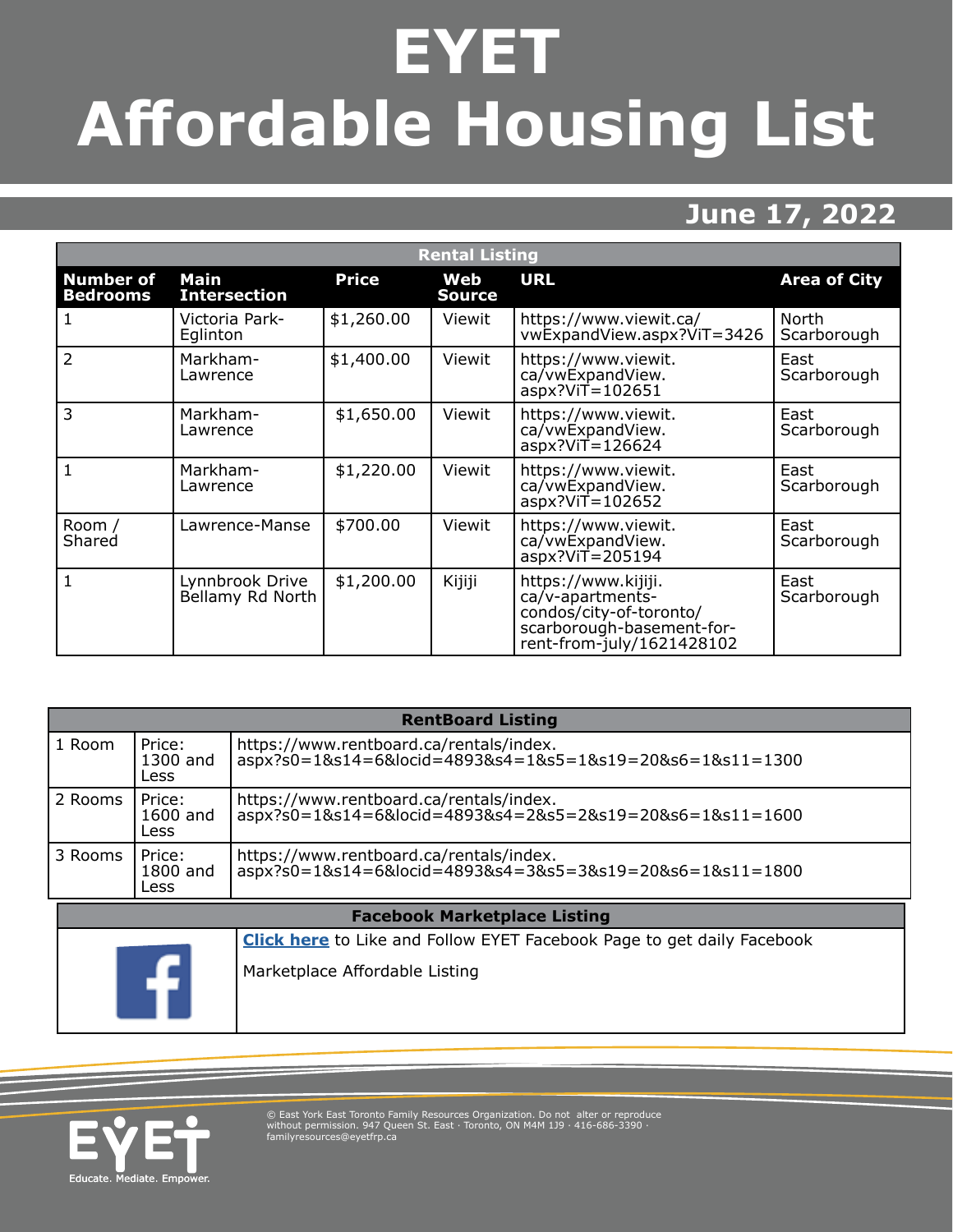# EYET Affordable Housing List

## June 17, 2022

| Rental Listing | | | | | |
|---|---|---|---|---|---|
| **Number of Bedrooms** | **Main Intersection** | **Price** | **Web Source** | **URL** | **Area of City** |
| 1 | Victoria Park-Eglinton | $1,260.00 | Viewit | https://www.viewit.ca/vwExpandView.aspx?ViT=3426 | North Scarborough |
| 2 | Markham-Lawrence | $1,400.00 | Viewit | https://www.viewit.ca/vwExpandView.aspx?ViT=102651 | East Scarborough |
| 3 | Markham-Lawrence | $1,650.00 | Viewit | https://www.viewit.ca/vwExpandView.aspx?ViT=126624 | East Scarborough |
| 1 | Markham-Lawrence | $1,220.00 | Viewit | https://www.viewit.ca/vwExpandView.aspx?ViT=102652 | East Scarborough |
| Room / Shared | Lawrence-Manse | $700.00 | Viewit | https://www.viewit.ca/vwExpandView.aspx?ViT=205194 | East Scarborough |
| 1 | Lynnbrook Drive Bellamy Rd North | $1,200.00 | Kijiji | https://www.kijiji.ca/v-apartments-condos/city-of-toronto/scarborough-basement-for-rent-from-july/1621428102 | East Scarborough |

| RentBoard Listing | | |
|---|---|---|
| 1 Room | Price: 1300 and Less | https://www.rentboard.ca/rentals/index.aspx?s0=1&s14=6&locid=4893&s4=1&s5=1&s19=20&s6=1&s11=1300 |
| 2 Rooms | Price: 1600 and Less | https://www.rentboard.ca/rentals/index.aspx?s0=1&s14=6&locid=4893&s4=2&s5=2&s19=20&s6=1&s11=1600 |
| 3 Rooms | Price: 1800 and Less | https://www.rentboard.ca/rentals/index.aspx?s0=1&s14=6&locid=4893&s4=3&s5=3&s19=20&s6=1&s11=1800 |

**Facebook Marketplace Listing**

**Click here** to Like and Follow EYET Facebook Page to get daily Facebook Marketplace Affordable Listing

EYET Educate. Mediate. Empower.

© East York East Toronto Family Resources Organization. Do not alter or reproduce without permission. 947 Queen St. East · Toronto, ON M4M 1J9 · 416-686-3390 · familyresources@eyetfrp.ca